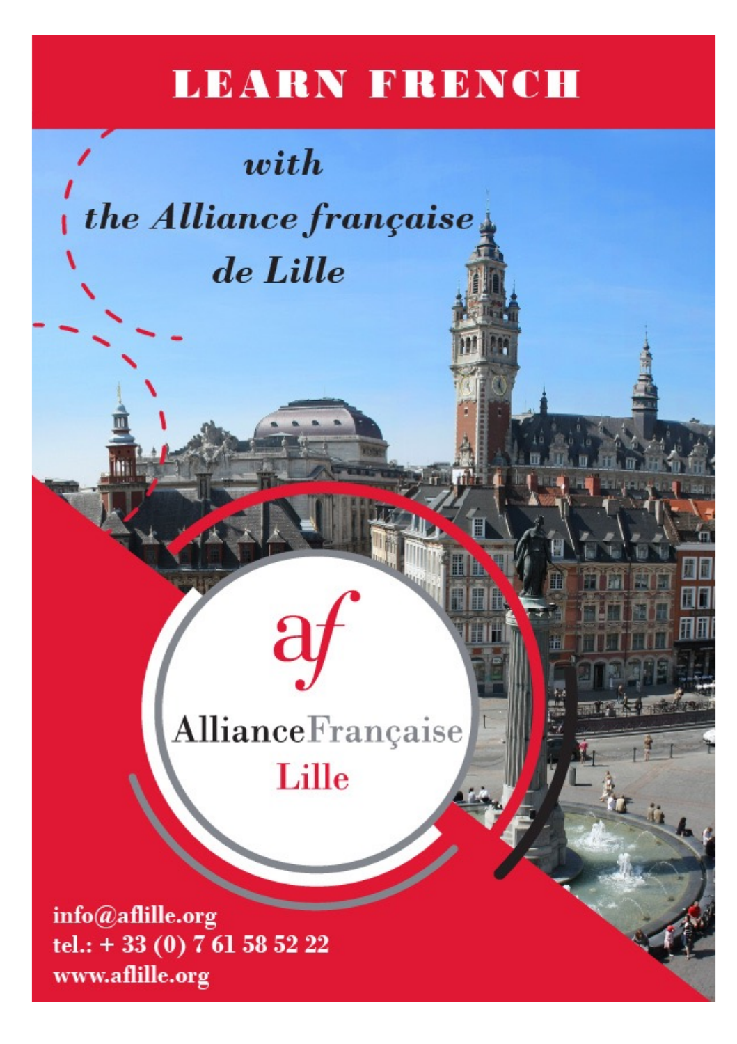# LEARN FRENCH

## *with the Alliance française de Lille*

af

Alliance Française

Lille

**info@aflille.org**
**tel.: + 33 (0) 7 61 58 52 22**
**www.aflille.org**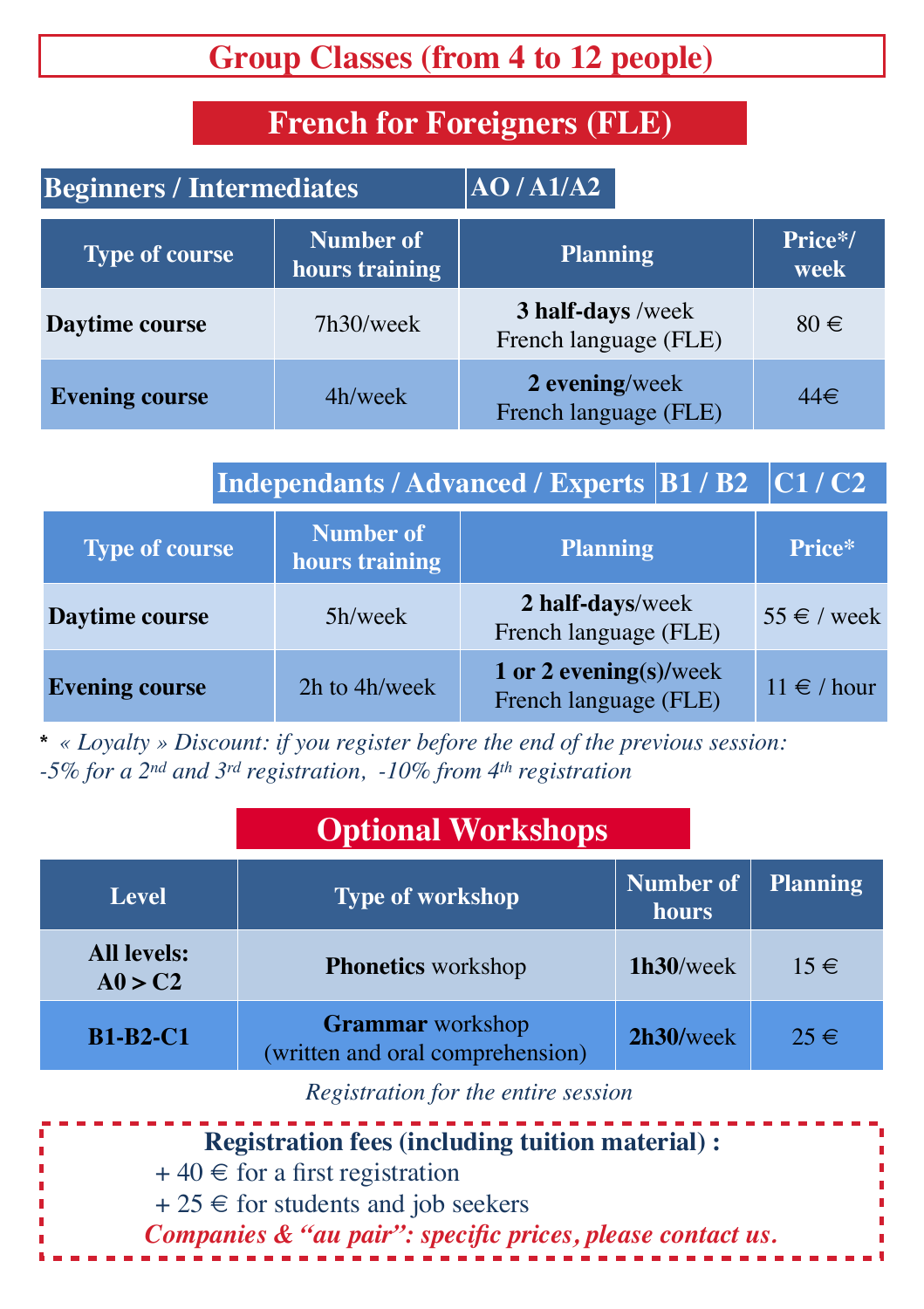# Group Classes (from 4 to 12 people)

## French for Foreigners (FLE)

### Beginners / Intermediates — AO / A1/A2

| Type of course | Number of hours training | Planning | Price*/ week |
|---|---|---|---|
| **Daytime course** | 7h30/week | **3 half-days** /week French language (FLE) | 80 € |
| **Evening course** | 4h/week | **2 evening**/week French language (FLE) | 44€ |

### Independants / Advanced / Experts — B1 / B2 — C1 / C2

| Type of course | Number of hours training | Planning | Price* |
|---|---|---|---|
| **Daytime course** | 5h/week | **2 half-days**/week French language (FLE) | 55 € / week |
| **Evening course** | 2h to 4h/week | **1 or 2 evening(s)/**week French language (FLE) | 11 € / hour |

**\*** *« Loyalty » Discount: if you register before the end of the previous session: -5% for a 2nd and 3rd registration, -10% from 4th registration*

## Optional Workshops

| Level | Type of workshop | Number of hours | Planning |
|---|---|---|---|
| **All levels: A0 > C2** | **Phonetics** workshop | **1h30**/week | 15 € |
| **B1-B2-C1** | **Grammar** workshop (written and oral comprehension) | **2h30/**week | 25 € |

*Registration for the entire session*

**Registration fees (including tuition material) :**

+ 40 € for a first registration
+ 25 € for students and job seekers

***Companies & "au pair": specific prices, please contact us.***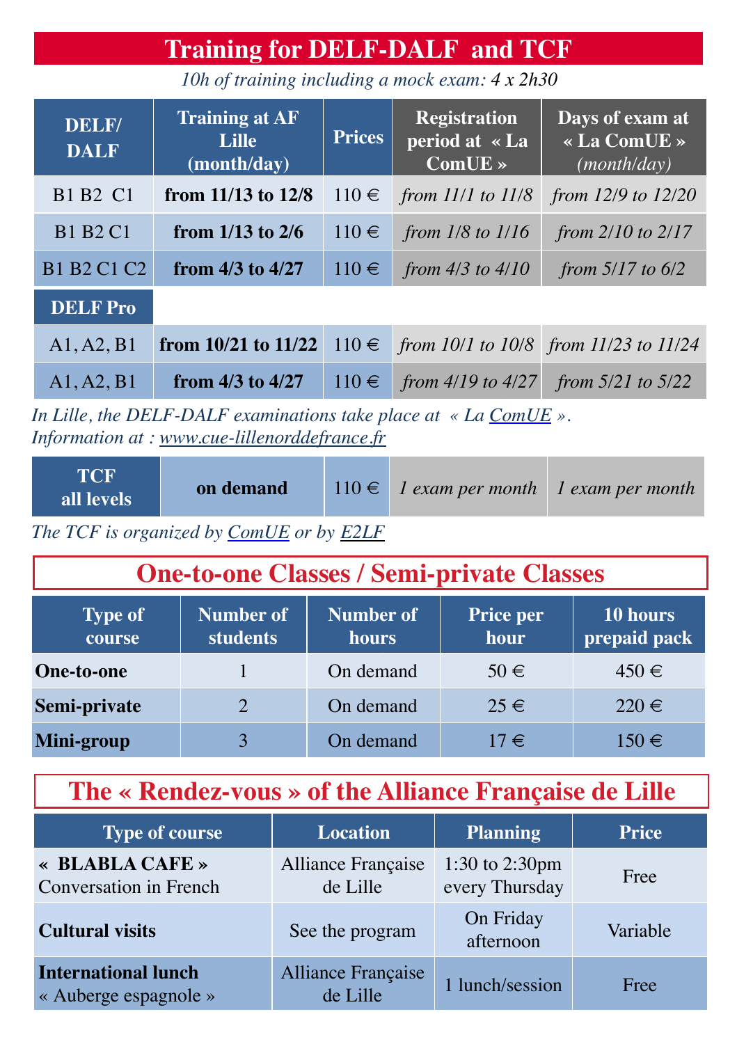# Training for DELF-DALF and TCF

*10h of training including a mock exam: 4 x 2h30*

| DELF/ DALF | Training at AF Lille (month/day) | Prices | Registration period at « La ComUE » | Days of exam at « La ComUE » *(month/day)* |
|---|---|---|---|---|
| B1 B2 C1 | **from 11/13 to 12/8** | 110 € | *from 11/1 to 11/8* | *from 12/9 to 12/20* |
| B1 B2 C1 | **from 1/13 to 2/6** | 110 € | *from 1/8 to 1/16* | *from 2/10 to 2/17* |
| B1 B2 C1 C2 | **from 4/3 to 4/27** | 110 € | *from 4/3 to 4/10* | *from 5/17 to 6/2* |
| **DELF Pro** | | | | |
| A1, A2, B1 | **from 10/21 to 11/22** | 110 € | *from 10/1 to 10/8* | *from 11/23 to 11/24* |
| A1, A2, B1 | **from 4/3 to 4/27** | 110 € | *from 4/19 to 4/27* | *from 5/21 to 5/22* |

*In Lille, the DELF-DALF examinations take place at « La ComUE ».*
*Information at : www.cue-lillenorddefrance.fr*

| TCF all levels | on demand | 110 € | *1 exam per month* | *1 exam per month* |
|---|---|---|---|---|

*The TCF is organized by ComUE or by E2LF*

## One-to-one Classes / Semi-private Classes

| Type of course | Number of students | Number of hours | Price per hour | 10 hours prepaid pack |
|---|---|---|---|---|
| **One-to-one** | 1 | On demand | 50 € | 450 € |
| **Semi-private** | 2 | On demand | 25 € | 220 € |
| **Mini-group** | 3 | On demand | 17 € | 150 € |

## The « Rendez-vous » of the Alliance Française de Lille

| Type of course | Location | Planning | Price |
|---|---|---|---|
| **« BLABLA CAFE »** Conversation in French | Alliance Française de Lille | 1:30 to 2:30pm every Thursday | Free |
| **Cultural visits** | See the program | On Friday afternoon | Variable |
| **International lunch** « Auberge espagnole » | Alliance Française de Lille | 1 lunch/session | Free |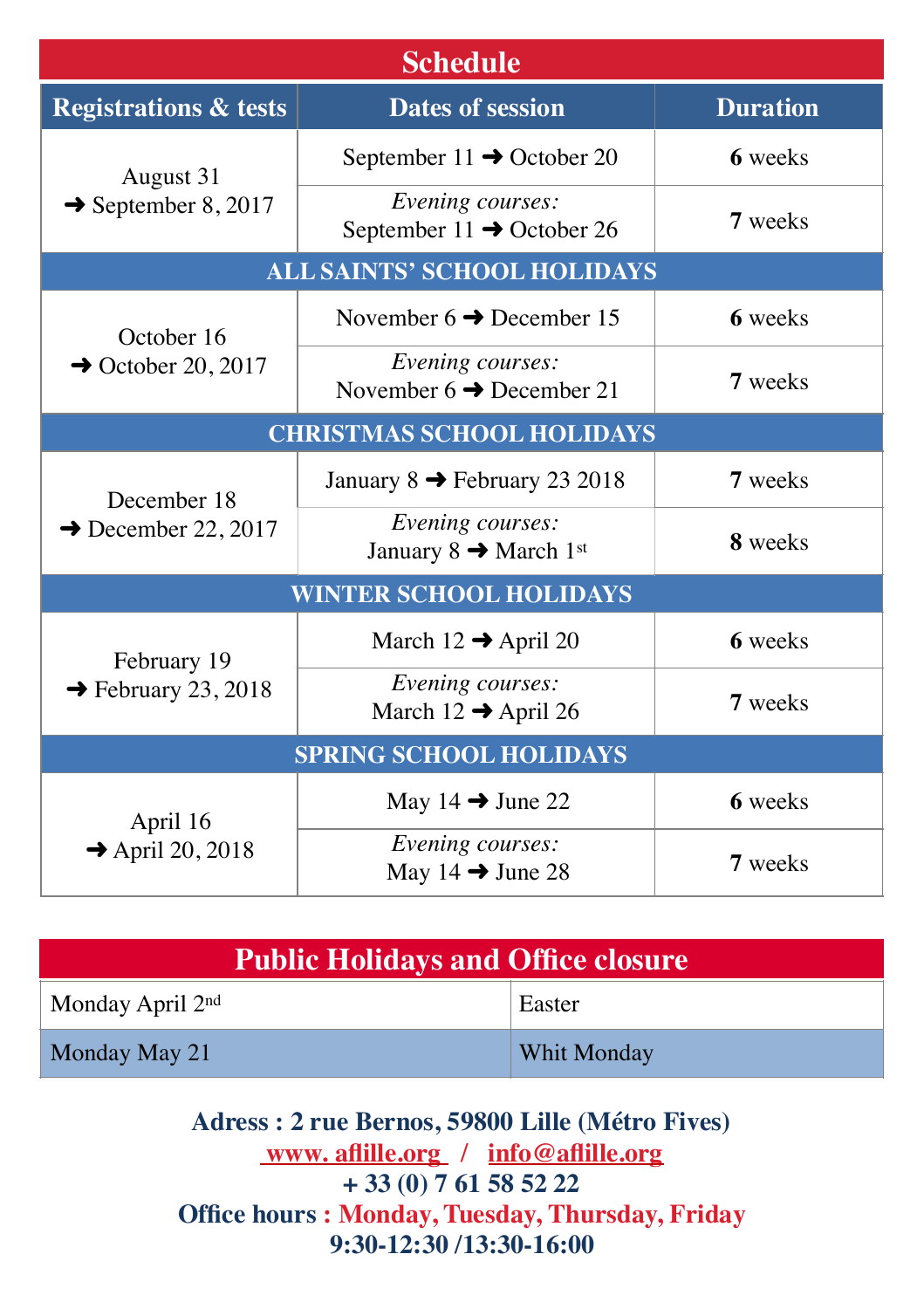## Schedule

| Registrations & tests | Dates of session | Duration |
|---|---|---|
| August 31 ➜ September 8, 2017 | September 11 ➜ October 20 | **6** weeks |
| | *Evening courses:* September 11 ➜ October 26 | **7** weeks |
| **ALL SAINTS' SCHOOL HOLIDAYS** | | |
| October 16 ➜ October 20, 2017 | November 6 ➜ December 15 | **6** weeks |
| | *Evening courses:* November 6 ➜ December 21 | **7** weeks |
| **CHRISTMAS SCHOOL HOLIDAYS** | | |
| December 18 ➜ December 22, 2017 | January 8 ➜ February 23 2018 | **7** weeks |
| | *Evening courses:* January 8 ➜ March 1st | **8** weeks |
| **WINTER SCHOOL HOLIDAYS** | | |
| February 19 ➜ February 23, 2018 | March 12 ➜ April 20 | **6** weeks |
| | *Evening courses:* March 12 ➜ April 26 | **7** weeks |
| **SPRING SCHOOL HOLIDAYS** | | |
| April 16 ➜ April 20, 2018 | May 14 ➜ June 22 | **6** weeks |
| | *Evening courses:* May 14 ➜ June 28 | **7** weeks |

## Public Holidays and Office closure

| | |
|---|---|
| Monday April 2nd | Easter |
| Monday May 21 | Whit Monday |

**Adress : 2 rue Bernos, 59800 Lille (Métro Fives)**

**www. aflille.org / info@aflille.org**

**+ 33 (0) 7 61 58 52 22**

**Office hours : Monday, Tuesday, Thursday, Friday**

**9:30-12:30 /13:30-16:00**